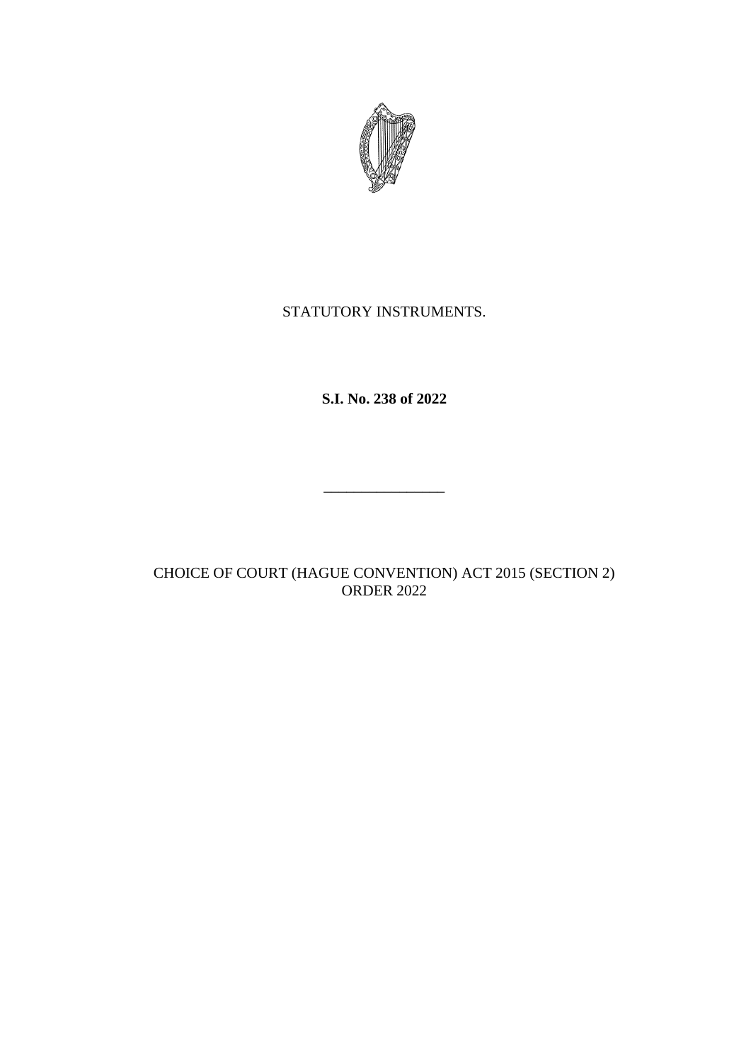STATUTORY INSTRUMENTS.

**S.I. No. 238 of 2022**

---

CHOICE OF COURT (HAGUE CONVENTION) ACT 2015 (SECTION 2) ORDER 2022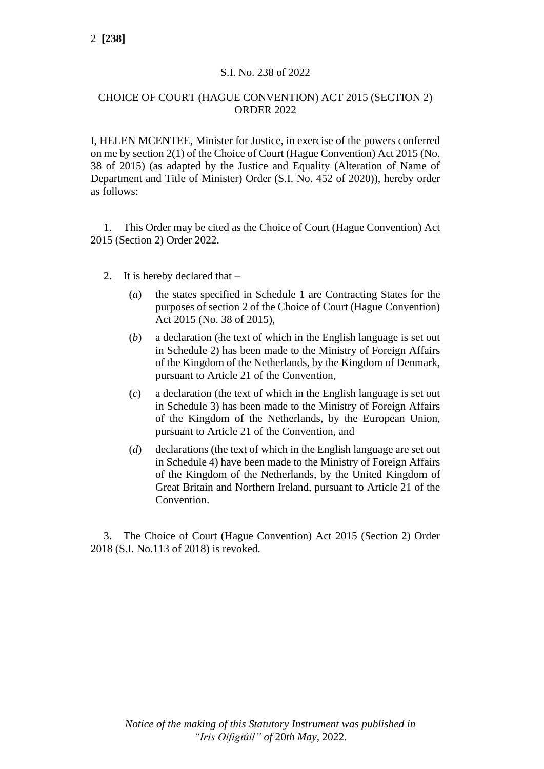S.I. No. 238 of 2022

CHOICE OF COURT (HAGUE CONVENTION) ACT 2015 (SECTION 2) ORDER 2022

I, HELEN MCENTEE, Minister for Justice, in exercise of the powers conferred on me by section 2(1) of the Choice of Court (Hague Convention) Act 2015 (No. 38 of 2015) (as adapted by the Justice and Equality (Alteration of Name of Department and Title of Minister) Order (S.I. No. 452 of 2020)), hereby order as follows:

1. This Order may be cited as the Choice of Court (Hague Convention) Act 2015 (Section 2) Order 2022.

2. It is hereby declared that –

   (*a*) the states specified in Schedule 1 are Contracting States for the purposes of section 2 of the Choice of Court (Hague Convention) Act 2015 (No. 38 of 2015),

   (*b*) a declaration (the text of which in the English language is set out in Schedule 2) has been made to the Ministry of Foreign Affairs of the Kingdom of the Netherlands, by the Kingdom of Denmark, pursuant to Article 21 of the Convention,

   (*c*) a declaration (the text of which in the English language is set out in Schedule 3) has been made to the Ministry of Foreign Affairs of the Kingdom of the Netherlands, by the European Union, pursuant to Article 21 of the Convention, and

   (*d*) declarations (the text of which in the English language are set out in Schedule 4) have been made to the Ministry of Foreign Affairs of the Kingdom of the Netherlands, by the United Kingdom of Great Britain and Northern Ireland, pursuant to Article 21 of the Convention.

3. The Choice of Court (Hague Convention) Act 2015 (Section 2) Order 2018 (S.I. No.113 of 2018) is revoked.

*Notice of the making of this Statutory Instrument was published in "Iris Oifigiúil" of* 20*th May,* 2022*.*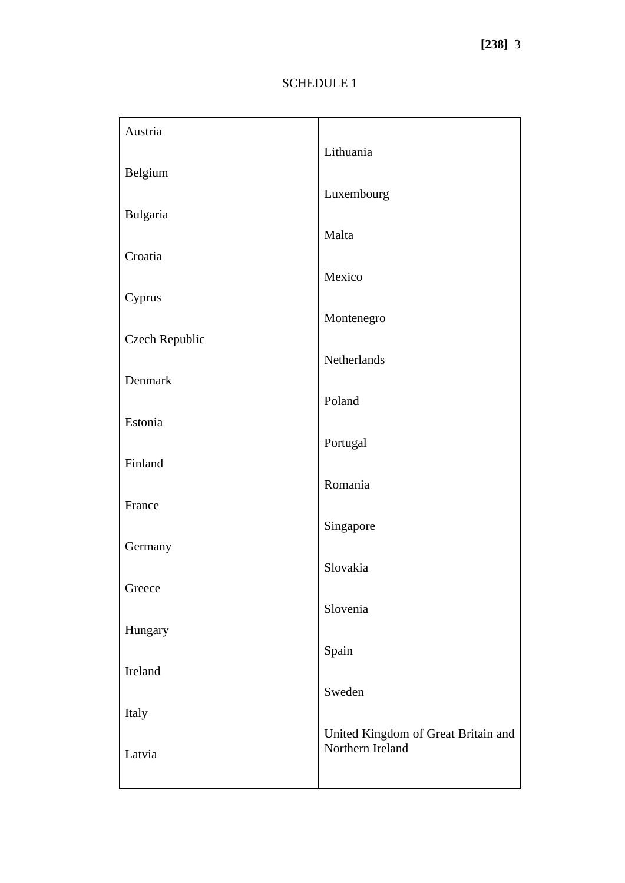SCHEDULE 1

| | |
|---|---|
| Austria | Lithuania |
| Belgium | Luxembourg |
| Bulgaria | Malta |
| Croatia | Mexico |
| Cyprus | Montenegro |
| Czech Republic | Netherlands |
| Denmark | Poland |
| Estonia | Portugal |
| Finland | Romania |
| France | Singapore |
| Germany | Slovakia |
| Greece | Slovenia |
| Hungary | Spain |
| Ireland | Sweden |
| Italy | United Kingdom of Great Britain and Northern Ireland |
| Latvia | |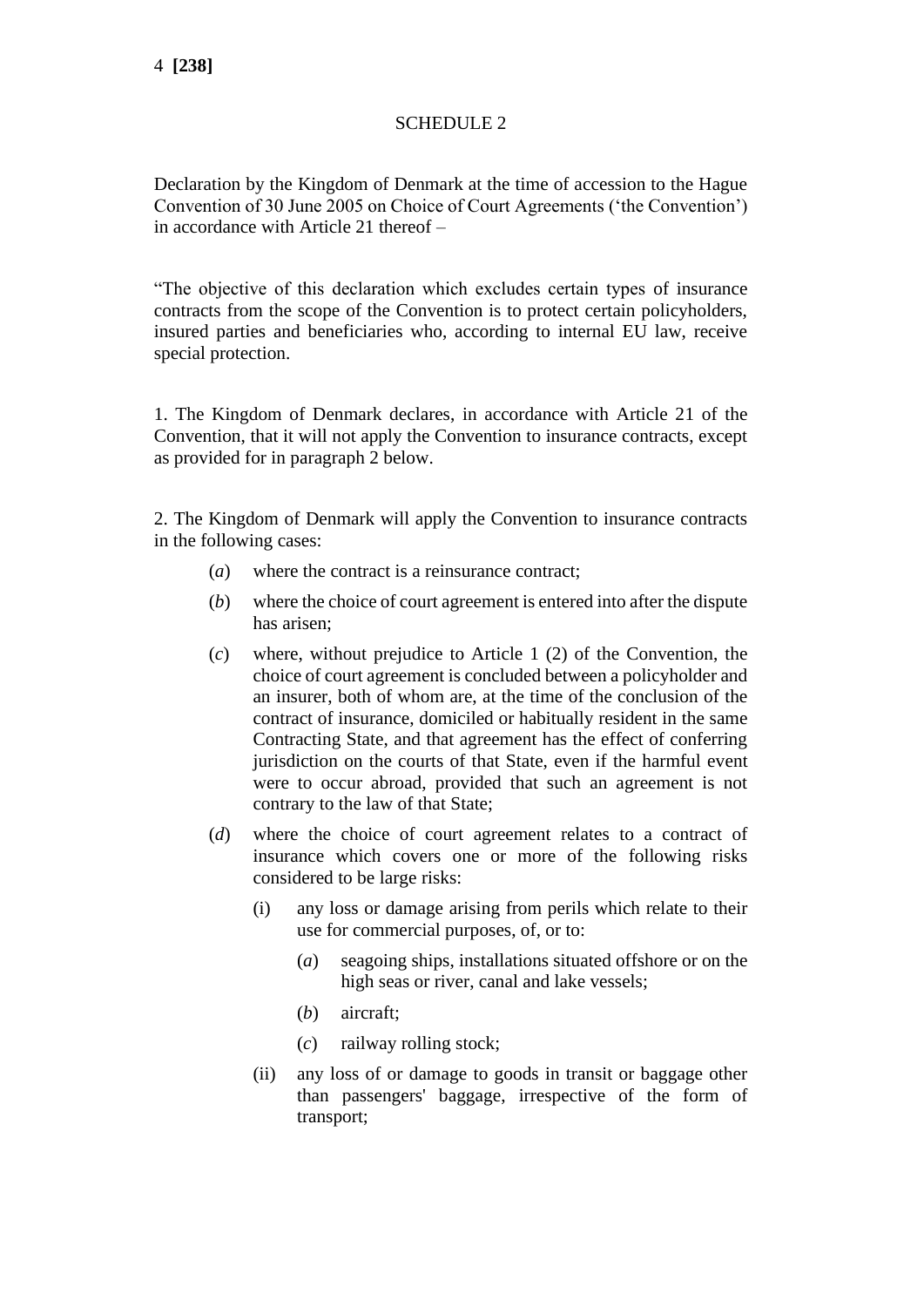SCHEDULE 2

Declaration by the Kingdom of Denmark at the time of accession to the Hague Convention of 30 June 2005 on Choice of Court Agreements ('the Convention') in accordance with Article 21 thereof –

"The objective of this declaration which excludes certain types of insurance contracts from the scope of the Convention is to protect certain policyholders, insured parties and beneficiaries who, according to internal EU law, receive special protection.

1. The Kingdom of Denmark declares, in accordance with Article 21 of the Convention, that it will not apply the Convention to insurance contracts, except as provided for in paragraph 2 below.

2. The Kingdom of Denmark will apply the Convention to insurance contracts in the following cases:

(*a*) where the contract is a reinsurance contract;

(*b*) where the choice of court agreement is entered into after the dispute has arisen;

(*c*) where, without prejudice to Article 1 (2) of the Convention, the choice of court agreement is concluded between a policyholder and an insurer, both of whom are, at the time of the conclusion of the contract of insurance, domiciled or habitually resident in the same Contracting State, and that agreement has the effect of conferring jurisdiction on the courts of that State, even if the harmful event were to occur abroad, provided that such an agreement is not contrary to the law of that State;

(*d*) where the choice of court agreement relates to a contract of insurance which covers one or more of the following risks considered to be large risks:

- (i) any loss or damage arising from perils which relate to their use for commercial purposes, of, or to:
  - (*a*) seagoing ships, installations situated offshore or on the high seas or river, canal and lake vessels;
  - (*b*) aircraft;
  - (*c*) railway rolling stock;
- (ii) any loss of or damage to goods in transit or baggage other than passengers' baggage, irrespective of the form of transport;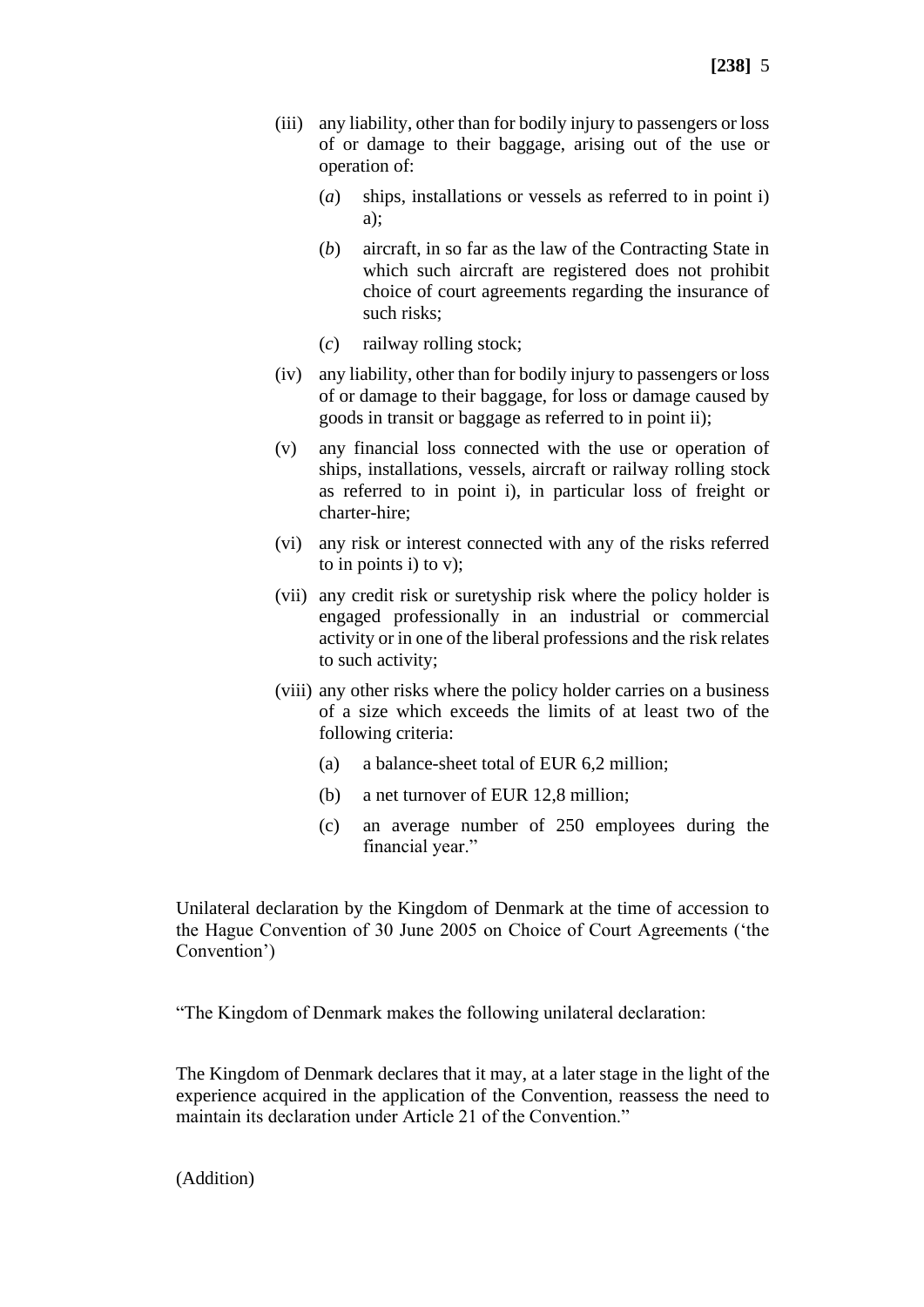(iii) any liability, other than for bodily injury to passengers or loss of or damage to their baggage, arising out of the use or operation of:

   (*a*) ships, installations or vessels as referred to in point i) a);

   (*b*) aircraft, in so far as the law of the Contracting State in which such aircraft are registered does not prohibit choice of court agreements regarding the insurance of such risks;

   (*c*) railway rolling stock;

(iv) any liability, other than for bodily injury to passengers or loss of or damage to their baggage, for loss or damage caused by goods in transit or baggage as referred to in point ii);

(v) any financial loss connected with the use or operation of ships, installations, vessels, aircraft or railway rolling stock as referred to in point i), in particular loss of freight or charter-hire;

(vi) any risk or interest connected with any of the risks referred to in points i) to v);

(vii) any credit risk or suretyship risk where the policy holder is engaged professionally in an industrial or commercial activity or in one of the liberal professions and the risk relates to such activity;

(viii) any other risks where the policy holder carries on a business of a size which exceeds the limits of at least two of the following criteria:

   (a) a balance-sheet total of EUR 6,2 million;

   (b) a net turnover of EUR 12,8 million;

   (c) an average number of 250 employees during the financial year."

Unilateral declaration by the Kingdom of Denmark at the time of accession to the Hague Convention of 30 June 2005 on Choice of Court Agreements ('the Convention')

"The Kingdom of Denmark makes the following unilateral declaration:

The Kingdom of Denmark declares that it may, at a later stage in the light of the experience acquired in the application of the Convention, reassess the need to maintain its declaration under Article 21 of the Convention."

(Addition)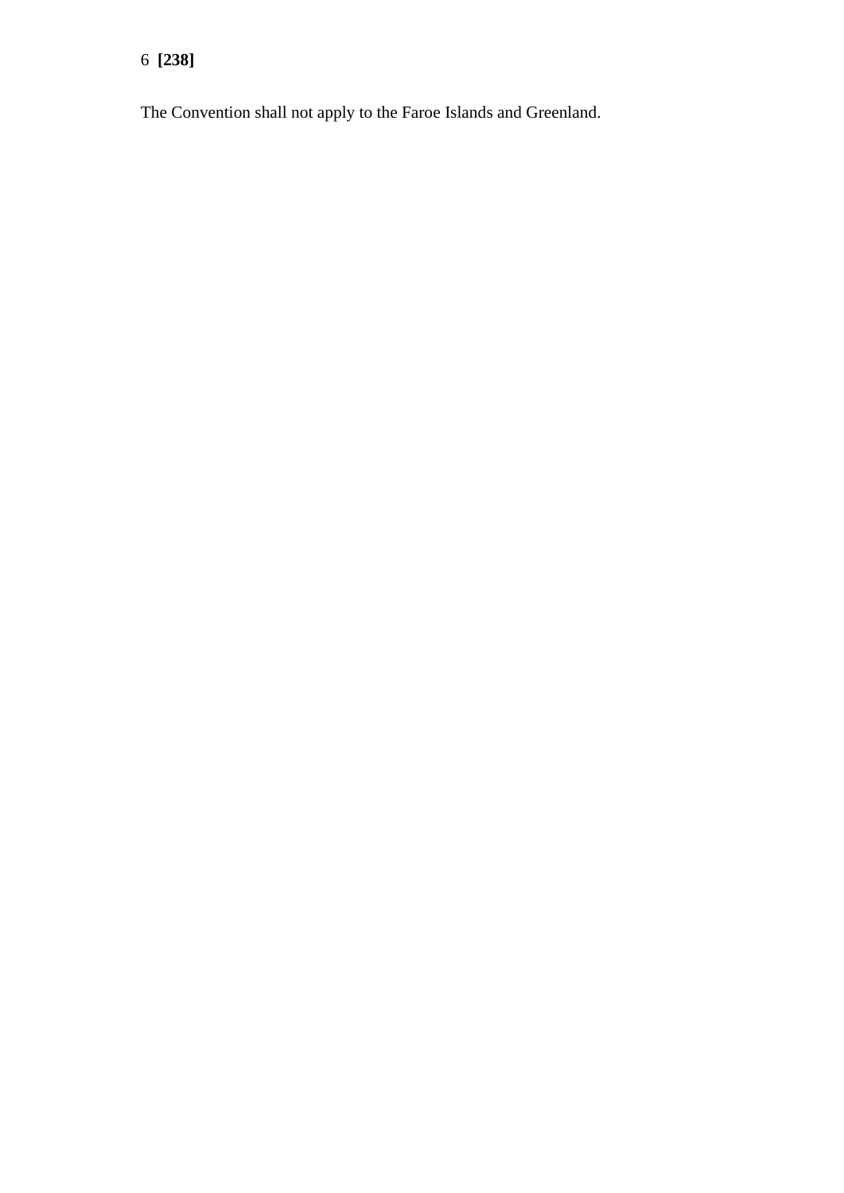The Convention shall not apply to the Faroe Islands and Greenland.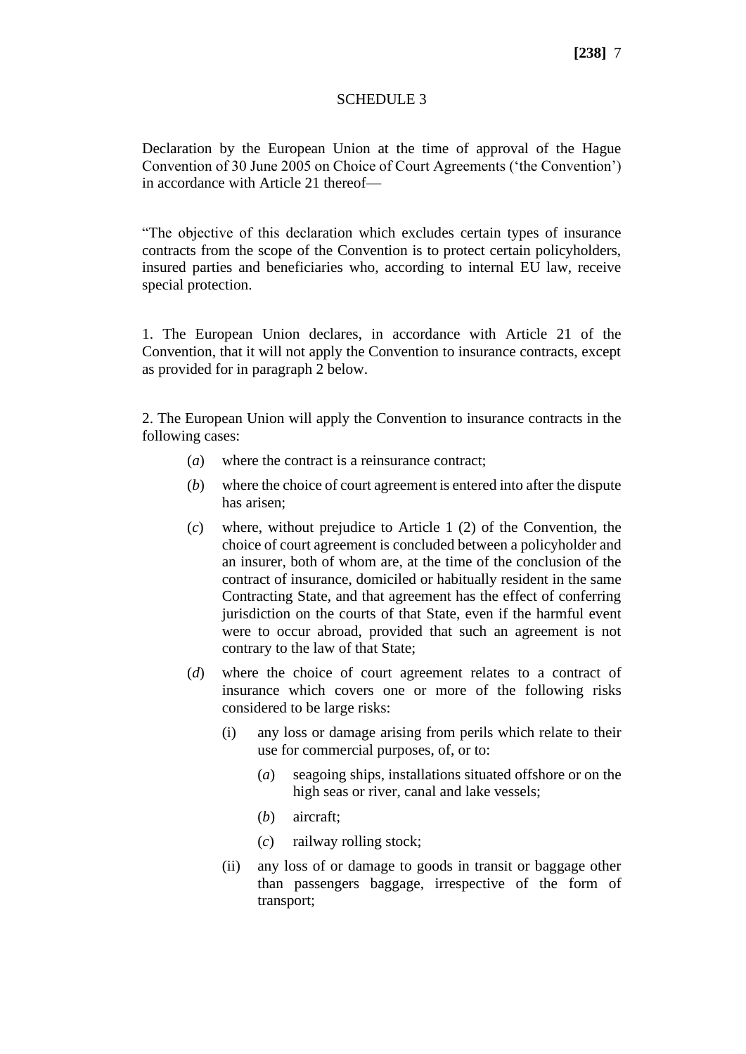## SCHEDULE 3

Declaration by the European Union at the time of approval of the Hague Convention of 30 June 2005 on Choice of Court Agreements ('the Convention') in accordance with Article 21 thereof—

"The objective of this declaration which excludes certain types of insurance contracts from the scope of the Convention is to protect certain policyholders, insured parties and beneficiaries who, according to internal EU law, receive special protection.

1. The European Union declares, in accordance with Article 21 of the Convention, that it will not apply the Convention to insurance contracts, except as provided for in paragraph 2 below.

2. The European Union will apply the Convention to insurance contracts in the following cases:

- (*a*) where the contract is a reinsurance contract;
- (*b*) where the choice of court agreement is entered into after the dispute has arisen;
- (*c*) where, without prejudice to Article 1 (2) of the Convention, the choice of court agreement is concluded between a policyholder and an insurer, both of whom are, at the time of the conclusion of the contract of insurance, domiciled or habitually resident in the same Contracting State, and that agreement has the effect of conferring jurisdiction on the courts of that State, even if the harmful event were to occur abroad, provided that such an agreement is not contrary to the law of that State;
- (*d*) where the choice of court agreement relates to a contract of insurance which covers one or more of the following risks considered to be large risks:
  - (i) any loss or damage arising from perils which relate to their use for commercial purposes, of, or to:
    - (*a*) seagoing ships, installations situated offshore or on the high seas or river, canal and lake vessels;
    - (*b*) aircraft;
    - (*c*) railway rolling stock;
  - (ii) any loss of or damage to goods in transit or baggage other than passengers baggage, irrespective of the form of transport;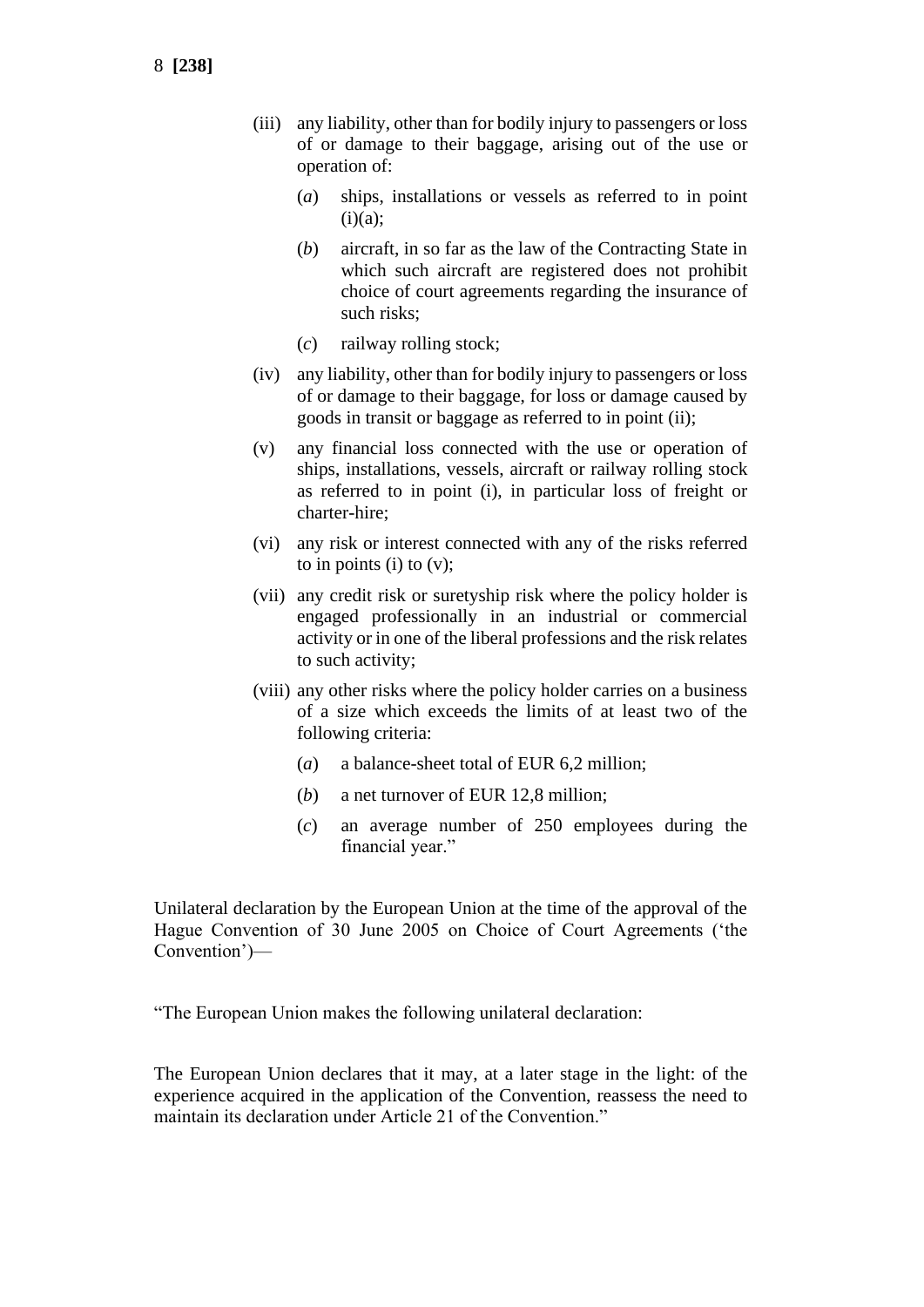- (iii) any liability, other than for bodily injury to passengers or loss of or damage to their baggage, arising out of the use or operation of:
  - (*a*) ships, installations or vessels as referred to in point (i)(a);
  - (*b*) aircraft, in so far as the law of the Contracting State in which such aircraft are registered does not prohibit choice of court agreements regarding the insurance of such risks;
  - (*c*) railway rolling stock;
- (iv) any liability, other than for bodily injury to passengers or loss of or damage to their baggage, for loss or damage caused by goods in transit or baggage as referred to in point (ii);
- (v) any financial loss connected with the use or operation of ships, installations, vessels, aircraft or railway rolling stock as referred to in point (i), in particular loss of freight or charter-hire;
- (vi) any risk or interest connected with any of the risks referred to in points (i) to (v);
- (vii) any credit risk or suretyship risk where the policy holder is engaged professionally in an industrial or commercial activity or in one of the liberal professions and the risk relates to such activity;
- (viii) any other risks where the policy holder carries on a business of a size which exceeds the limits of at least two of the following criteria:
  - (*a*) a balance-sheet total of EUR 6,2 million;
  - (*b*) a net turnover of EUR 12,8 million;
  - (*c*) an average number of 250 employees during the financial year."

Unilateral declaration by the European Union at the time of the approval of the Hague Convention of 30 June 2005 on Choice of Court Agreements ('the Convention')—

"The European Union makes the following unilateral declaration:

The European Union declares that it may, at a later stage in the light: of the experience acquired in the application of the Convention, reassess the need to maintain its declaration under Article 21 of the Convention."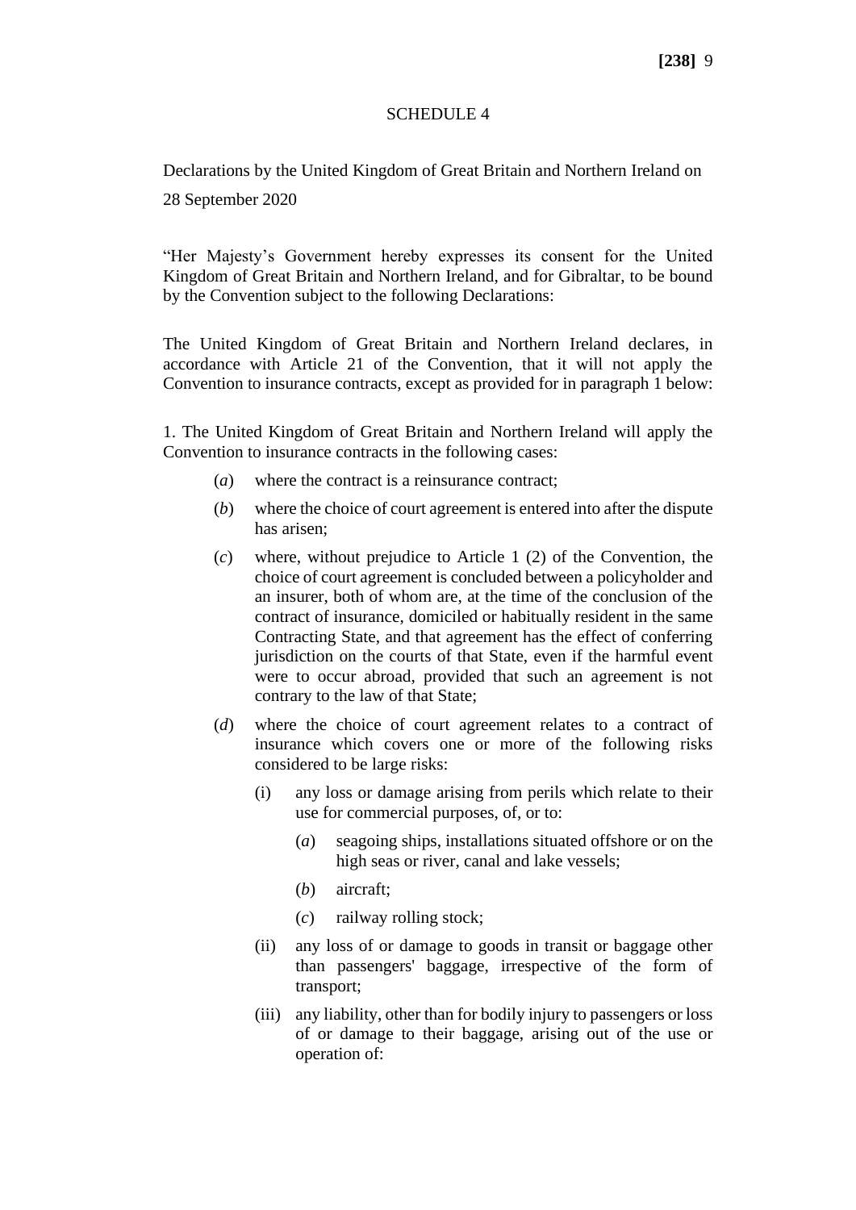# SCHEDULE 4

Declarations by the United Kingdom of Great Britain and Northern Ireland on 28 September 2020

"Her Majesty's Government hereby expresses its consent for the United Kingdom of Great Britain and Northern Ireland, and for Gibraltar, to be bound by the Convention subject to the following Declarations:

The United Kingdom of Great Britain and Northern Ireland declares, in accordance with Article 21 of the Convention, that it will not apply the Convention to insurance contracts, except as provided for in paragraph 1 below:

1. The United Kingdom of Great Britain and Northern Ireland will apply the Convention to insurance contracts in the following cases:

- (*a*) where the contract is a reinsurance contract;
- (*b*) where the choice of court agreement is entered into after the dispute has arisen;
- (*c*) where, without prejudice to Article 1 (2) of the Convention, the choice of court agreement is concluded between a policyholder and an insurer, both of whom are, at the time of the conclusion of the contract of insurance, domiciled or habitually resident in the same Contracting State, and that agreement has the effect of conferring jurisdiction on the courts of that State, even if the harmful event were to occur abroad, provided that such an agreement is not contrary to the law of that State;
- (*d*) where the choice of court agreement relates to a contract of insurance which covers one or more of the following risks considered to be large risks:
  - (i) any loss or damage arising from perils which relate to their use for commercial purposes, of, or to:
    - (*a*) seagoing ships, installations situated offshore or on the high seas or river, canal and lake vessels;
    - (*b*) aircraft;
    - (*c*) railway rolling stock;
  - (ii) any loss of or damage to goods in transit or baggage other than passengers' baggage, irrespective of the form of transport;
  - (iii) any liability, other than for bodily injury to passengers or loss of or damage to their baggage, arising out of the use or operation of: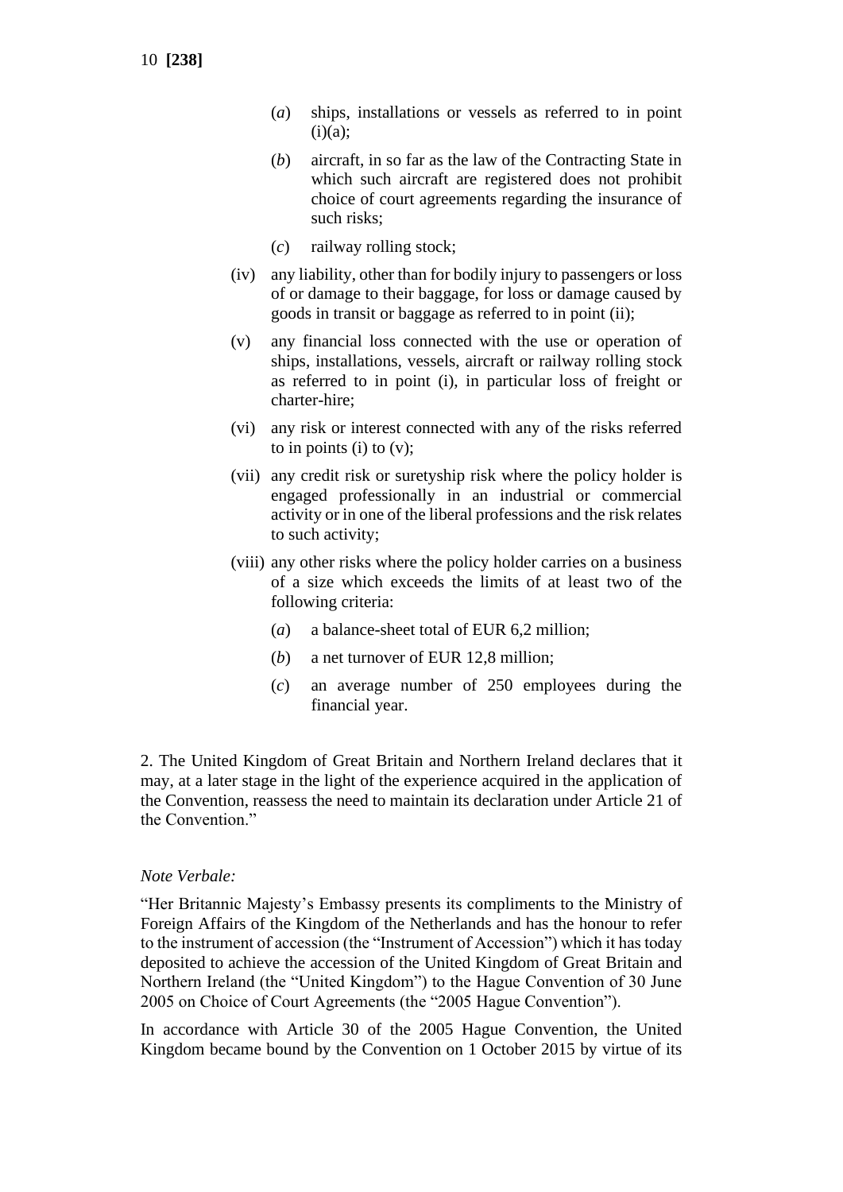- (*a*) ships, installations or vessels as referred to in point (i)(a);
- (*b*) aircraft, in so far as the law of the Contracting State in which such aircraft are registered does not prohibit choice of court agreements regarding the insurance of such risks;
- (*c*) railway rolling stock;

(iv) any liability, other than for bodily injury to passengers or loss of or damage to their baggage, for loss or damage caused by goods in transit or baggage as referred to in point (ii);

(v) any financial loss connected with the use or operation of ships, installations, vessels, aircraft or railway rolling stock as referred to in point (i), in particular loss of freight or charter-hire;

(vi) any risk or interest connected with any of the risks referred to in points (i) to (v);

(vii) any credit risk or suretyship risk where the policy holder is engaged professionally in an industrial or commercial activity or in one of the liberal professions and the risk relates to such activity;

(viii) any other risks where the policy holder carries on a business of a size which exceeds the limits of at least two of the following criteria:

- (*a*) a balance-sheet total of EUR 6,2 million;
- (*b*) a net turnover of EUR 12,8 million;
- (*c*) an average number of 250 employees during the financial year.

2. The United Kingdom of Great Britain and Northern Ireland declares that it may, at a later stage in the light of the experience acquired in the application of the Convention, reassess the need to maintain its declaration under Article 21 of the Convention."

*Note Verbale:*

"Her Britannic Majesty's Embassy presents its compliments to the Ministry of Foreign Affairs of the Kingdom of the Netherlands and has the honour to refer to the instrument of accession (the "Instrument of Accession") which it has today deposited to achieve the accession of the United Kingdom of Great Britain and Northern Ireland (the "United Kingdom") to the Hague Convention of 30 June 2005 on Choice of Court Agreements (the "2005 Hague Convention").

In accordance with Article 30 of the 2005 Hague Convention, the United Kingdom became bound by the Convention on 1 October 2015 by virtue of its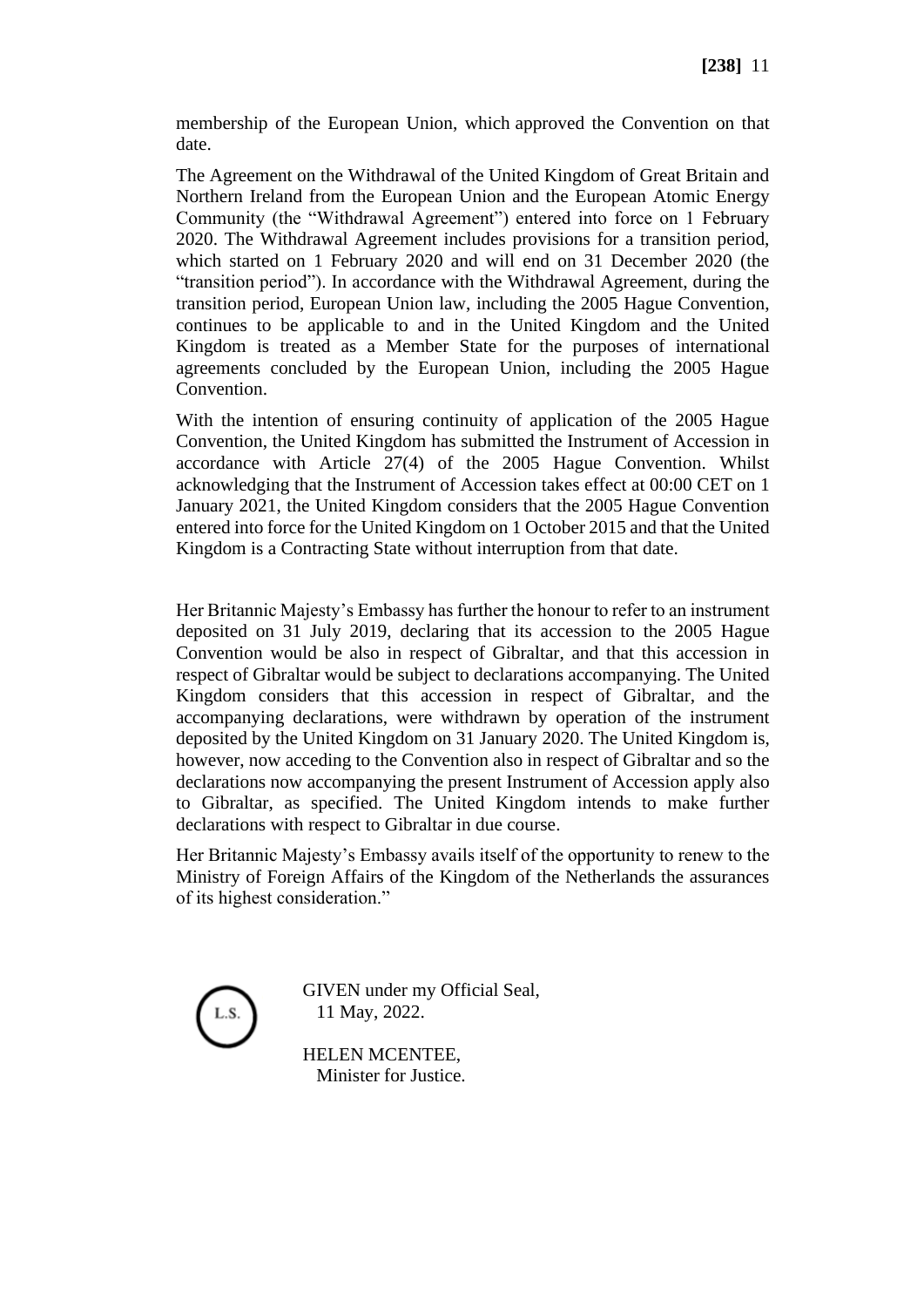membership of the European Union, which approved the Convention on that date.

The Agreement on the Withdrawal of the United Kingdom of Great Britain and Northern Ireland from the European Union and the European Atomic Energy Community (the "Withdrawal Agreement") entered into force on 1 February 2020. The Withdrawal Agreement includes provisions for a transition period, which started on 1 February 2020 and will end on 31 December 2020 (the "transition period"). In accordance with the Withdrawal Agreement, during the transition period, European Union law, including the 2005 Hague Convention, continues to be applicable to and in the United Kingdom and the United Kingdom is treated as a Member State for the purposes of international agreements concluded by the European Union, including the 2005 Hague Convention.

With the intention of ensuring continuity of application of the 2005 Hague Convention, the United Kingdom has submitted the Instrument of Accession in accordance with Article 27(4) of the 2005 Hague Convention. Whilst acknowledging that the Instrument of Accession takes effect at 00:00 CET on 1 January 2021, the United Kingdom considers that the 2005 Hague Convention entered into force for the United Kingdom on 1 October 2015 and that the United Kingdom is a Contracting State without interruption from that date.

Her Britannic Majesty's Embassy has further the honour to refer to an instrument deposited on 31 July 2019, declaring that its accession to the 2005 Hague Convention would be also in respect of Gibraltar, and that this accession in respect of Gibraltar would be subject to declarations accompanying. The United Kingdom considers that this accession in respect of Gibraltar, and the accompanying declarations, were withdrawn by operation of the instrument deposited by the United Kingdom on 31 January 2020. The United Kingdom is, however, now acceding to the Convention also in respect of Gibraltar and so the declarations now accompanying the present Instrument of Accession apply also to Gibraltar, as specified. The United Kingdom intends to make further declarations with respect to Gibraltar in due course.

Her Britannic Majesty's Embassy avails itself of the opportunity to renew to the Ministry of Foreign Affairs of the Kingdom of the Netherlands the assurances of its highest consideration."

L.S.

GIVEN under my Official Seal,
11 May, 2022.

HELEN MCENTEE,
Minister for Justice.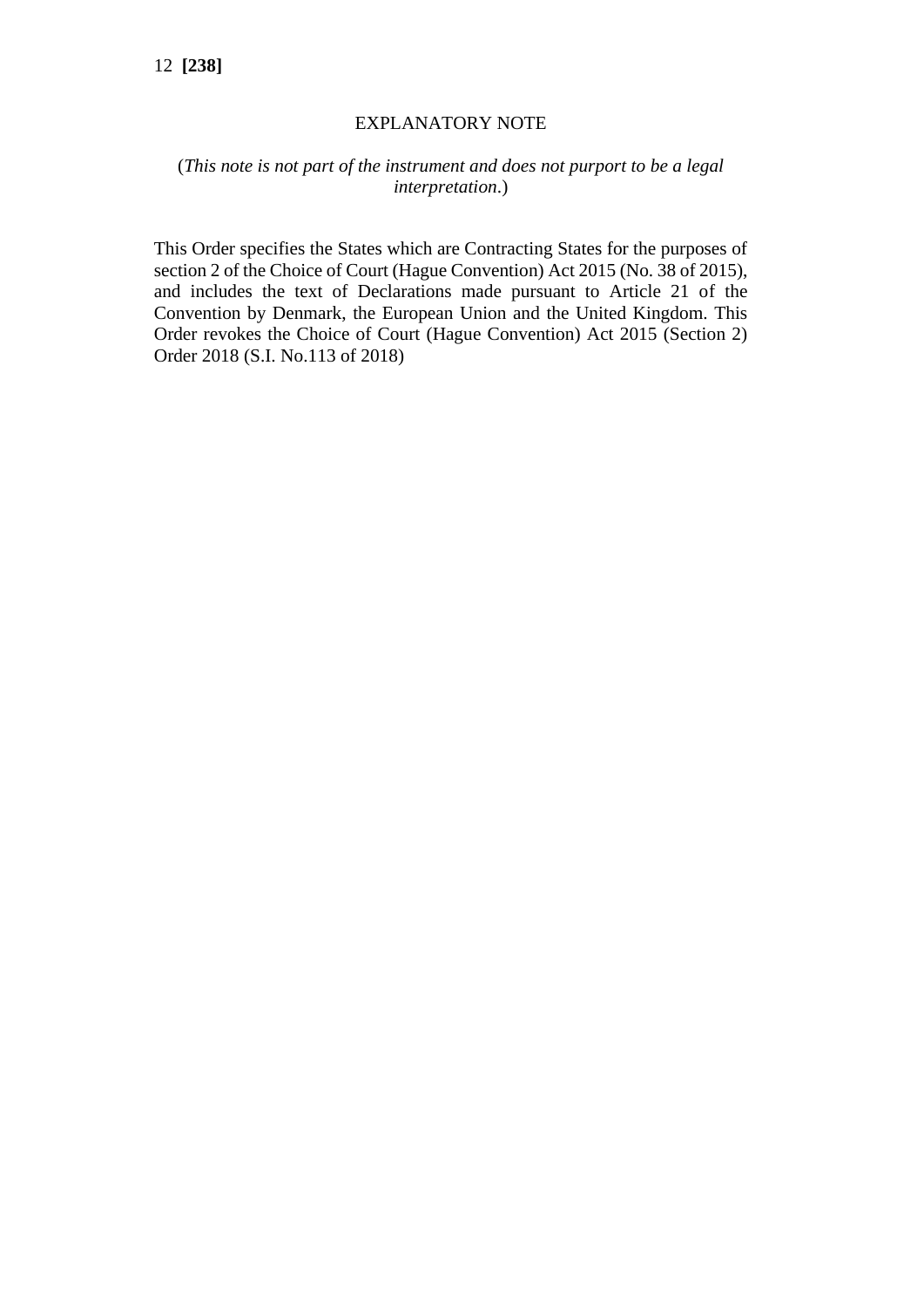# EXPLANATORY NOTE

(*This note is not part of the instrument and does not purport to be a legal interpretation*.)

This Order specifies the States which are Contracting States for the purposes of section 2 of the Choice of Court (Hague Convention) Act 2015 (No. 38 of 2015), and includes the text of Declarations made pursuant to Article 21 of the Convention by Denmark, the European Union and the United Kingdom. This Order revokes the Choice of Court (Hague Convention) Act 2015 (Section 2) Order 2018 (S.I. No.113 of 2018)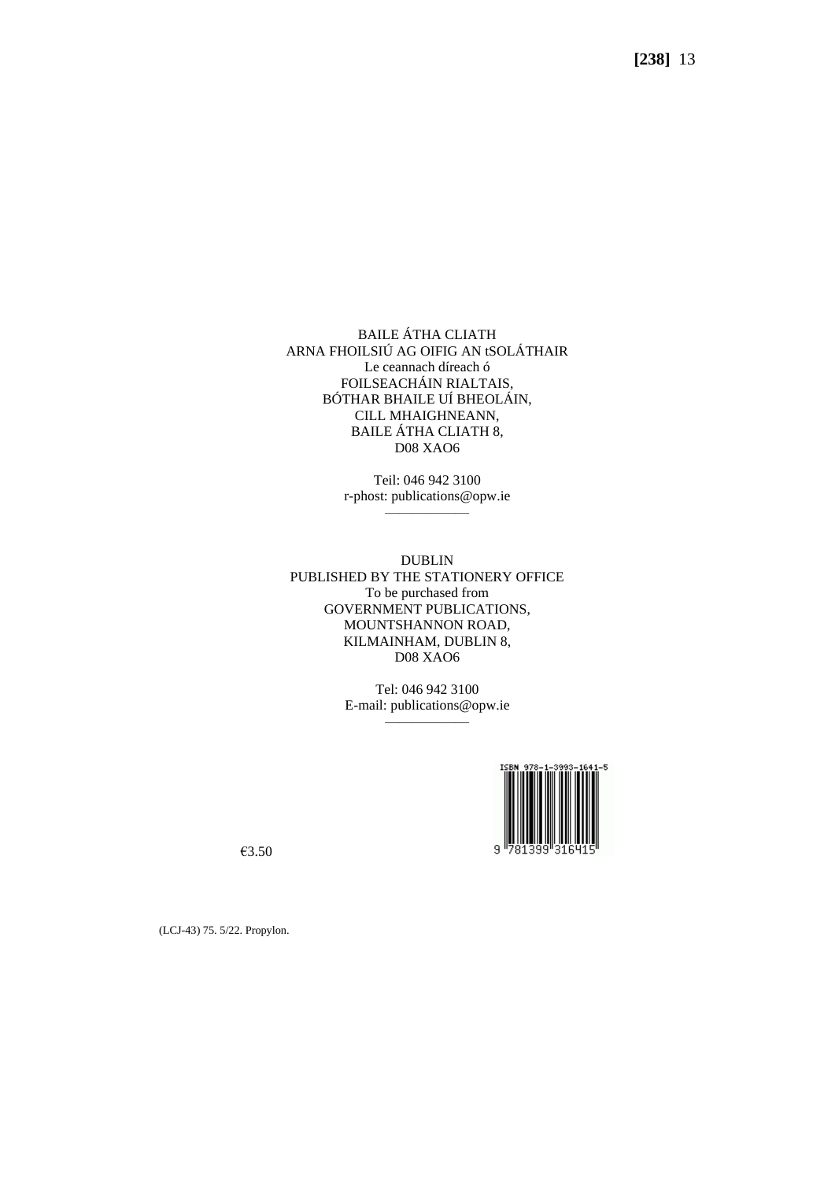BAILE ÁTHA CLIATH
ARNA FHOILSIÚ AG OIFIG AN tSOLÁTHAIR
Le ceannach díreach ó
FOILSEACHÁIN RIALTAIS,
BÓTHAR BHAILE UÍ BHEOLÁIN,
CILL MHAIGHNEANN,
BAILE ÁTHA CLIATH 8,
D08 XAO6

Teil: 046 942 3100
r-phost: publications@opw.ie

---

DUBLIN
PUBLISHED BY THE STATIONERY OFFICE
To be purchased from
GOVERNMENT PUBLICATIONS,
MOUNTSHANNON ROAD,
KILMAINHAM, DUBLIN 8,
D08 XAO6

Tel: 046 942 3100
E-mail: publications@opw.ie

---

ISBN 978-1-3993-1641-5

9 781399 316415

€3.50

(LCJ-43) 75. 5/22. Propylon.